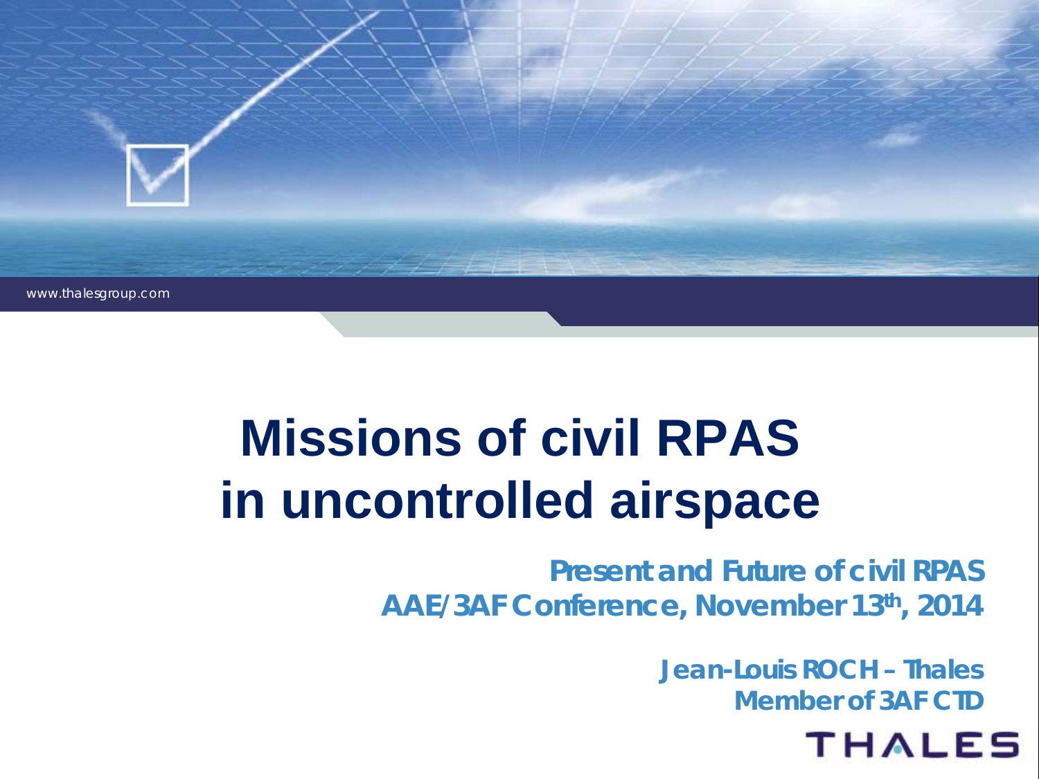www.thalesgroup.com

# Missions of civil RPAS in uncontrolled airspace

**Present and Future of civil RPAS**
**AAE/3AF Conference, November 13th, 2014**

**Jean-Louis ROCH – Thales**
**Member of 3AF CTD**

THALES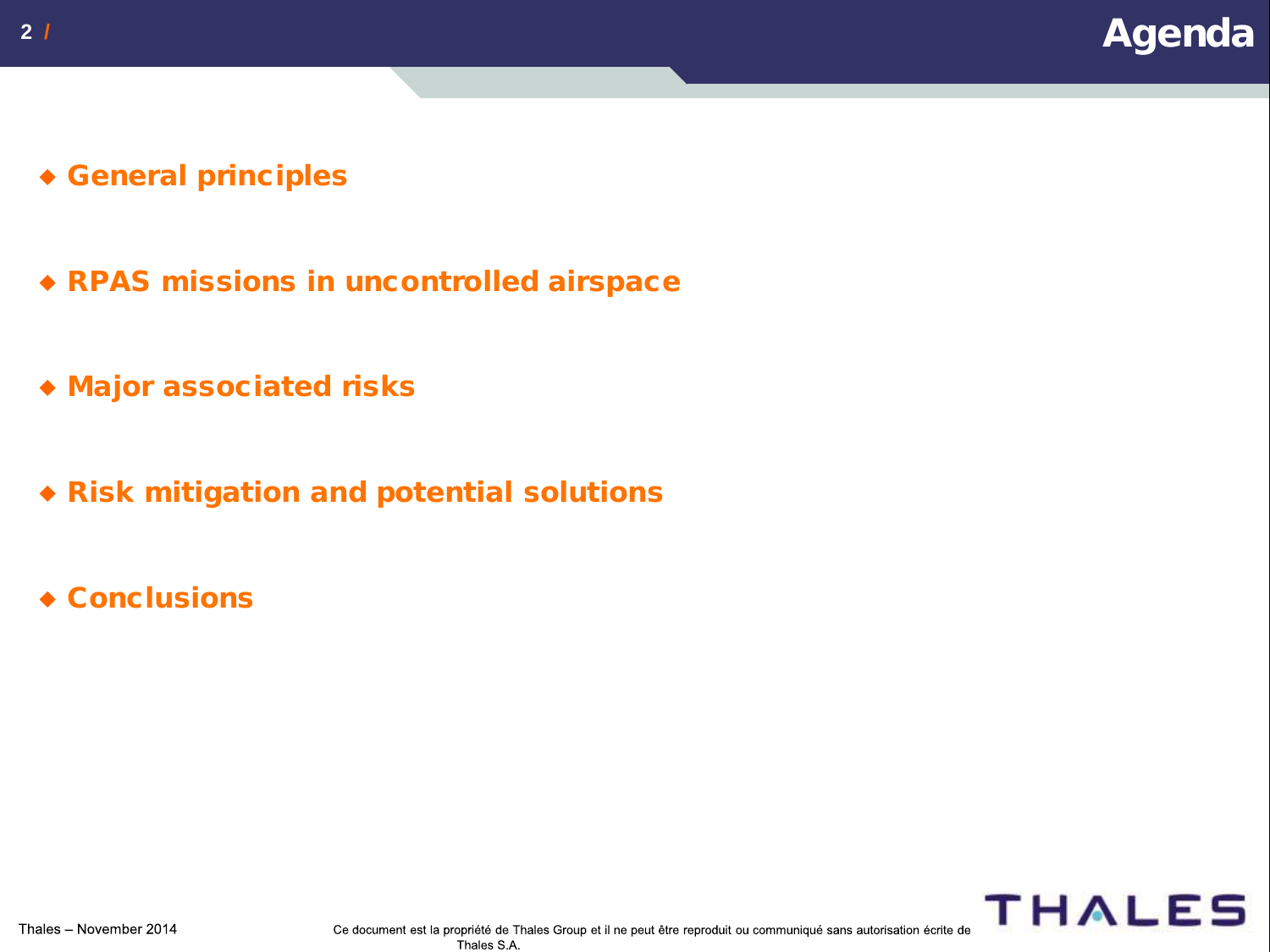# Agenda

- General principles
- RPAS missions in uncontrolled airspace
- Major associated risks
- Risk mitigation and potential solutions
- Conclusions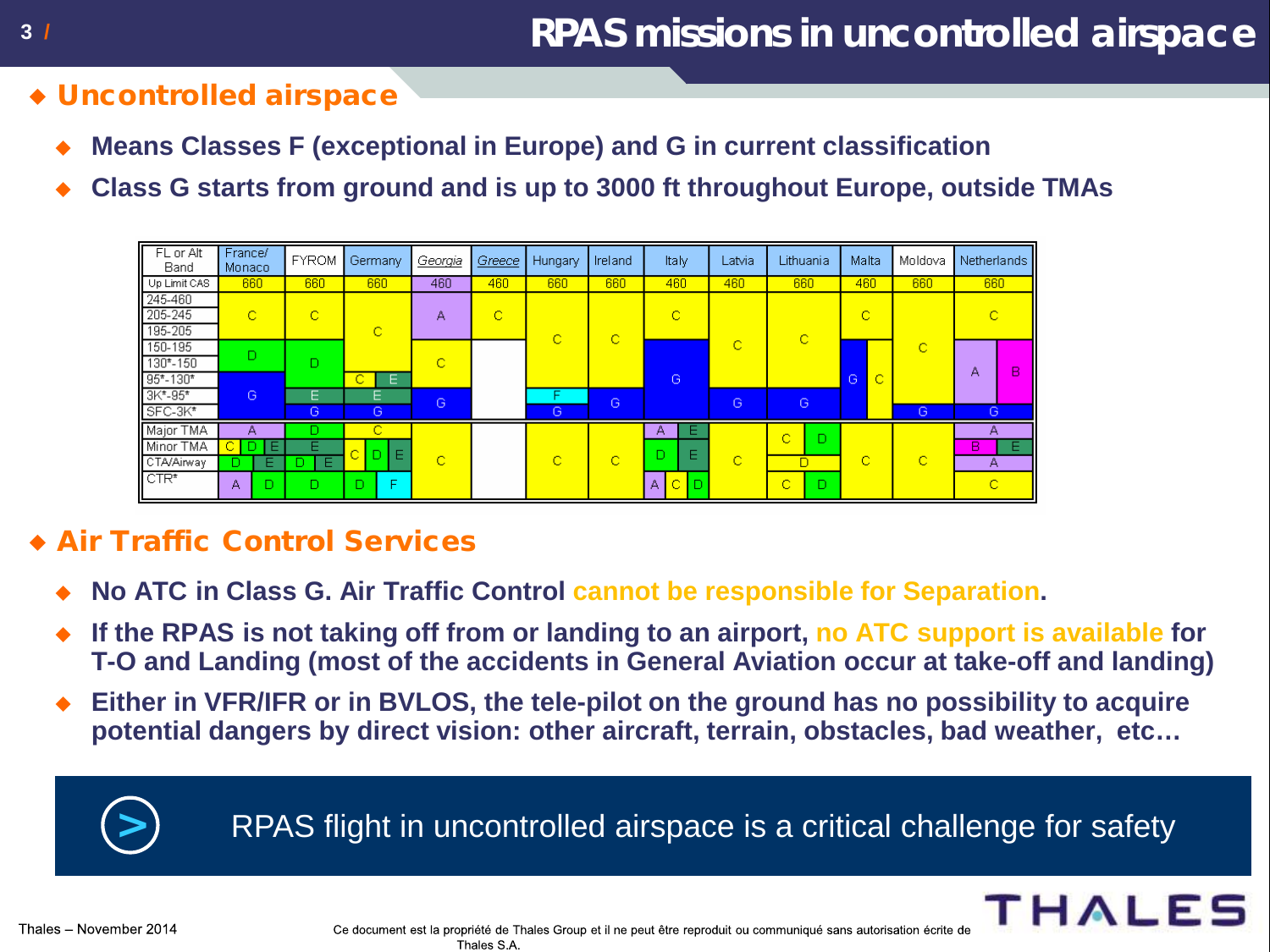# RPAS missions in uncontrolled airspace

## Uncontrolled airspace

- **Means Classes F (exceptional in Europe) and G in current classification**
- **Class G starts from ground and is up to 3000 ft throughout Europe, outside TMAs**

| FL or Alt Band | France/ Monaco | FYROM | Germany | *Georgia* | *Greece* | Hungary | Ireland | Italy | Latvia | Lithuania | Malta | Moldova | Netherlands |
|---|---|---|---|---|---|---|---|---|---|---|---|---|---|
| Up Limit CAS | 660 | 660 | 660 | 460 | 460 | 660 | 660 | 460 | 460 | 660 | 460 | 660 | 660 |
| 245-460 | C | C | C | A | C | C | C | C | C | C | C | C | C |
| 205-245 | C | C | C | A | C | C | C | C | C | C | C | C | C |
| 195-205 | C | C | C | A | C | C | C | C | C | C | C | C | C |
| 150-195 | D | D | C | C | | C | C | G | C | C | G / C | C | A / B |
| 130*-150 | D | D | C | C | | C | C | G | C | C | G / C | C | A / B |
| 95*-130* | G | D | C / E | C | | C | C | G | C | C | G / C | C | A / B |
| 3K*-95* | G | E | E | G | | F | G | G | G | G | G / C | C | A / B |
| SFC-3K* | G | G | G | G | | G | G | G | G | G | G / C | G | G |
| Major TMA | A | D | C | C | | C | C | A / E | C | C / D | C | C | A |
| Minor TMA | C / D / E | E | C / D / E | C | | C | C | D / E | C | C / D | C | C | B / E |
| CTA/Airway | D / E | D / E | C / D / E | C | | C | C | D / E | C | D | C | C | A |
| CTR* | A / D | D | D / F | C | | C | C | A / C / D | C | C / D | C | C | C |

## Air Traffic Control Services

- **No ATC in Class G. Air Traffic Control cannot be responsible for Separation.**
- **If the RPAS is not taking off from or landing to an airport, no ATC support is available for T-O and Landing (most of the accidents in General Aviation occur at take-off and landing)**
- **Either in VFR/IFR or in BVLOS, the tele-pilot on the ground has no possibility to acquire potential dangers by direct vision: other aircraft, terrain, obstacles, bad weather, etc…**

> RPAS flight in uncontrolled airspace is a critical challenge for safety

Thales – November 2014

Ce document est la propriété de Thales Group et il ne peut être reproduit ou communiqué sans autorisation écrite de Thales S.A.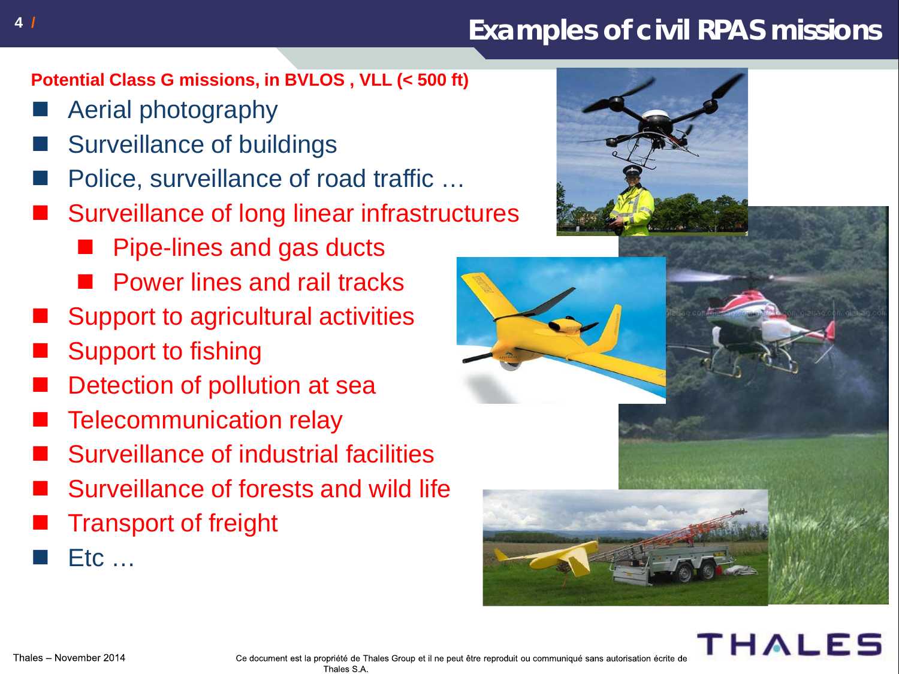# Examples of civil RPAS missions

**Potential Class G missions, in BVLOS , VLL (< 500 ft)**

- Aerial photography
- Surveillance of buildings
- Police, surveillance of road traffic …
- Surveillance of long linear infrastructures
  - Pipe-lines and gas ducts
  - Power lines and rail tracks
- Support to agricultural activities
- Support to fishing
- Detection of pollution at sea
- Telecommunication relay
- Surveillance of industrial facilities
- Surveillance of forests and wild life
- Transport of freight
- Etc …

Thales – November 2014

Ce document est la propriété de Thales Group et il ne peut être reproduit ou communiqué sans autorisation écrite de Thales S.A.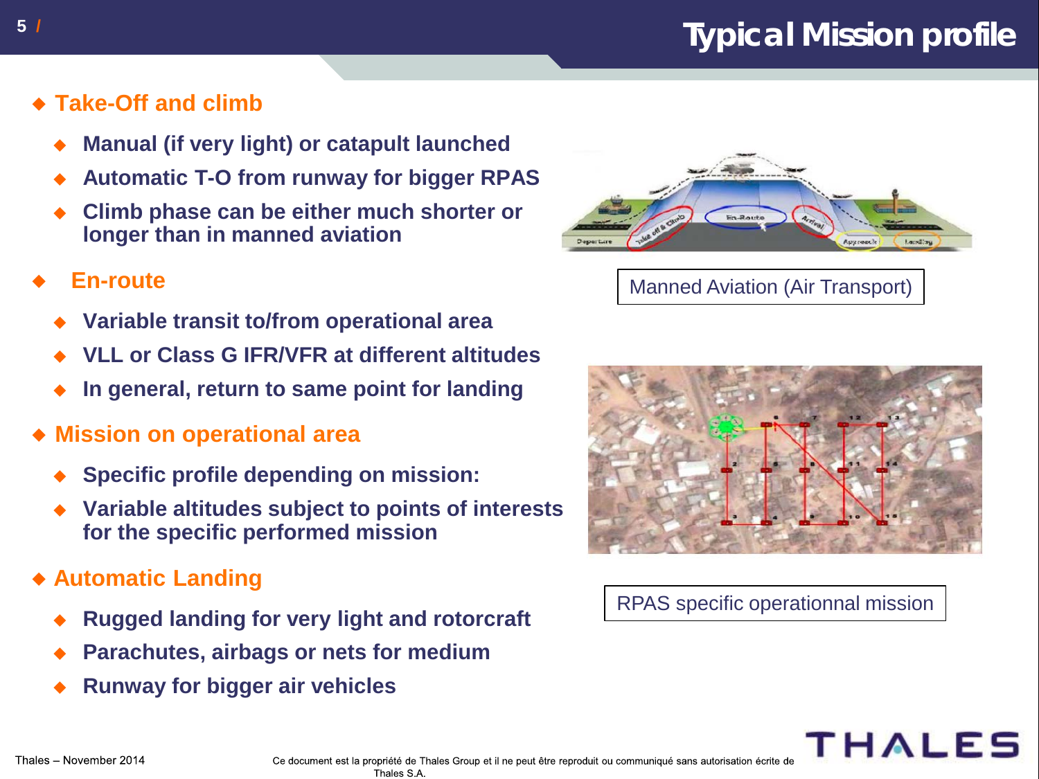# Typical Mission profile

- **Take-Off and climb**
  - **Manual (if very light) or catapult launched**
  - **Automatic T-O from runway for bigger RPAS**
  - **Climb phase can be either much shorter or longer than in manned aviation**
- **En-route**
  - **Variable transit to/from operational area**
  - **VLL or Class G IFR/VFR at different altitudes**
  - **In general, return to same point for landing**
- **Mission on operational area**
  - **Specific profile depending on mission:**
  - **Variable altitudes subject to points of interests for the specific performed mission**
- **Automatic Landing**
  - **Rugged landing for very light and rotorcraft**
  - **Parachutes, airbags or nets for medium**
  - **Runway for bigger air vehicles**

Manned Aviation (Air Transport)

RPAS specific operationnal mission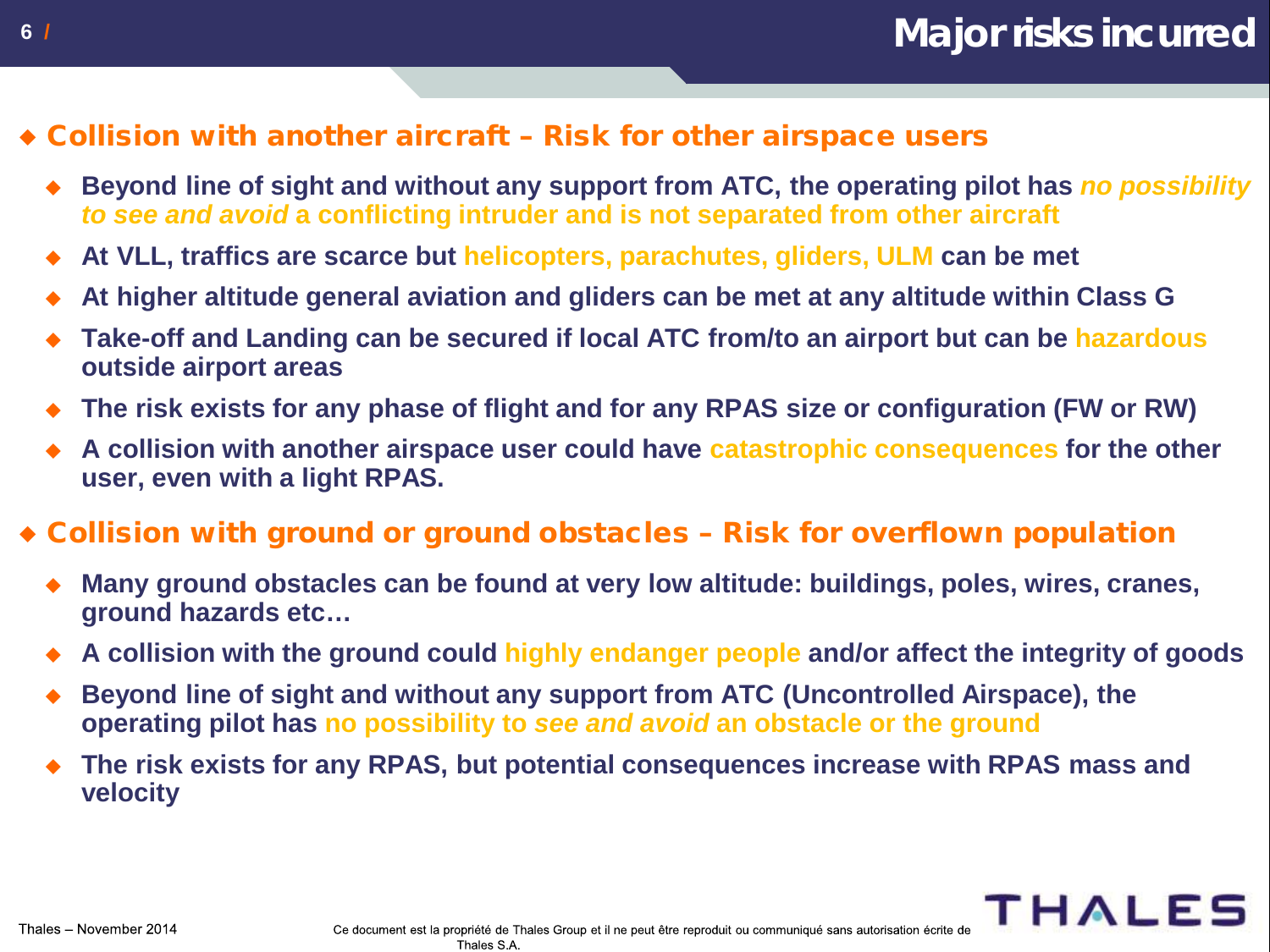# Major risks incurred

## Collision with another aircraft – Risk for other airspace users

- Beyond line of sight and without any support from ATC, the operating pilot has *no possibility to see and avoid* a conflicting intruder and is not separated from other aircraft
- At VLL, traffics are scarce but helicopters, parachutes, gliders, ULM can be met
- At higher altitude general aviation and gliders can be met at any altitude within Class G
- Take-off and Landing can be secured if local ATC from/to an airport but can be hazardous outside airport areas
- The risk exists for any phase of flight and for any RPAS size or configuration (FW or RW)
- A collision with another airspace user could have catastrophic consequences for the other user, even with a light RPAS.

## Collision with ground or ground obstacles – Risk for overflown population

- Many ground obstacles can be found at very low altitude: buildings, poles, wires, cranes, ground hazards etc…
- A collision with the ground could highly endanger people and/or affect the integrity of goods
- Beyond line of sight and without any support from ATC (Uncontrolled Airspace), the operating pilot has no possibility to *see and avoid* an obstacle or the ground
- The risk exists for any RPAS, but potential consequences increase with RPAS mass and velocity

Thales – November 2014

Ce document est la propriété de Thales Group et il ne peut être reproduit ou communiqué sans autorisation écrite de Thales S.A.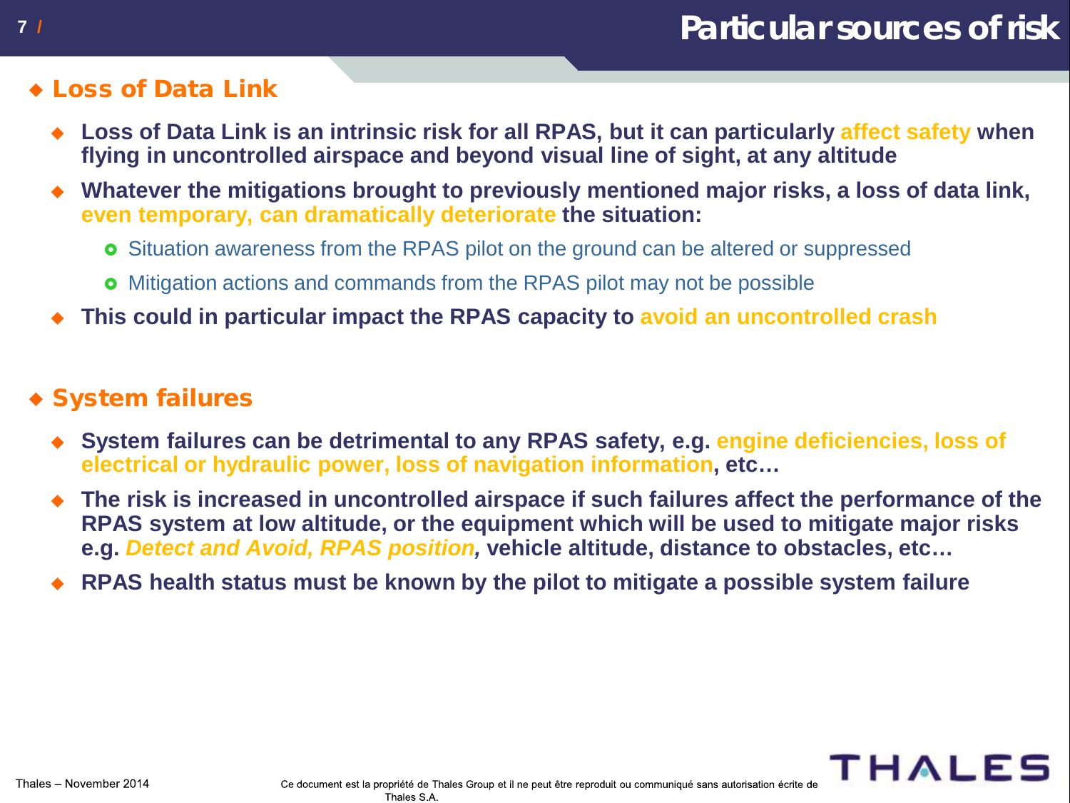# Particular sources of risk

## Loss of Data Link

- **Loss of Data Link is an intrinsic risk for all RPAS, but it can particularly affect safety when flying in uncontrolled airspace and beyond visual line of sight, at any altitude**
- **Whatever the mitigations brought to previously mentioned major risks, a loss of data link, even temporary, can dramatically deteriorate the situation:**
  - Situation awareness from the RPAS pilot on the ground can be altered or suppressed
  - Mitigation actions and commands from the RPAS pilot may not be possible
- **This could in particular impact the RPAS capacity to avoid an uncontrolled crash**

## System failures

- **System failures can be detrimental to any RPAS safety, e.g. engine deficiencies, loss of electrical or hydraulic power, loss of navigation information, etc…**
- **The risk is increased in uncontrolled airspace if such failures affect the performance of the RPAS system at low altitude, or the equipment which will be used to mitigate major risks e.g. *Detect and Avoid, RPAS position*, vehicle altitude, distance to obstacles, etc…**
- **RPAS health status must be known by the pilot to mitigate a possible system failure**

Thales – November 2014

Ce document est la propriété de Thales Group et il ne peut être reproduit ou communiqué sans autorisation écrite de Thales S.A.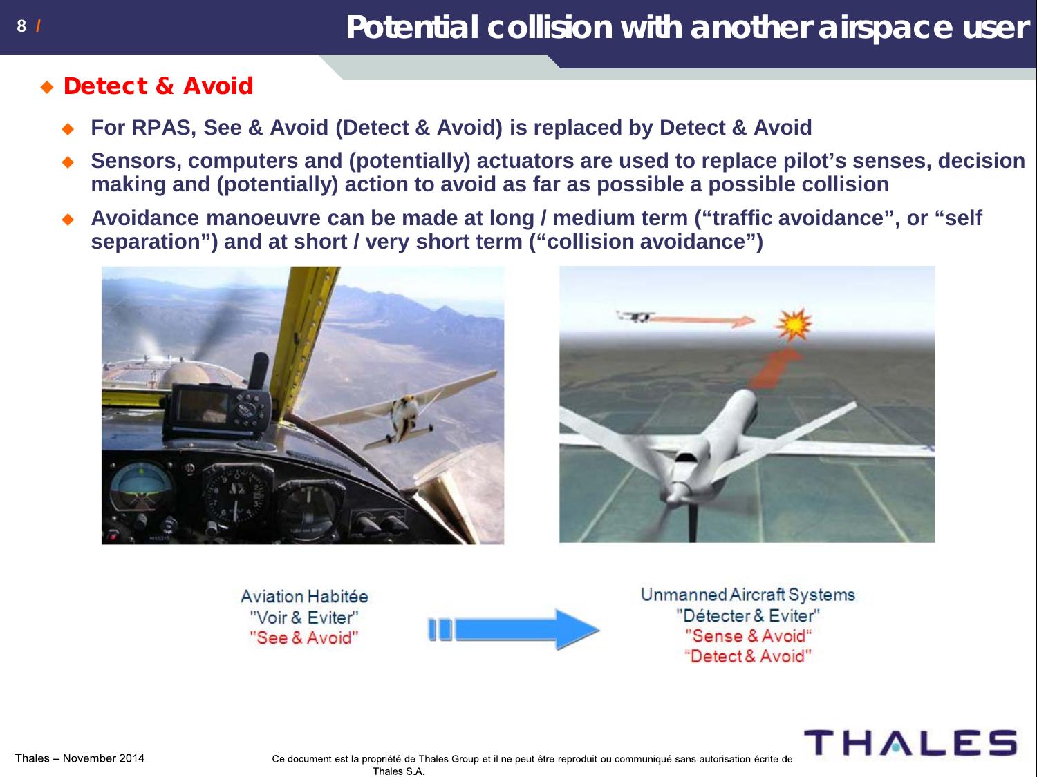# Potential collision with another airspace user

## Detect & Avoid

- For RPAS, See & Avoid (Detect & Avoid) is replaced by Detect & Avoid
- Sensors, computers and (potentially) actuators are used to replace pilot's senses, decision making and (potentially) action to avoid as far as possible a possible collision
- Avoidance manoeuvre can be made at long / medium term ("traffic avoidance", or "self separation") and at short / very short term ("collision avoidance")

Aviation Habitée
"Voir & Eviter"
"See & Avoid"

Unmanned Aircraft Systems
"Détecter & Eviter"
"Sense & Avoid"
"Detect & Avoid"

Thales – November 2014

Ce document est la propriété de Thales Group et il ne peut être reproduit ou communiqué sans autorisation écrite de Thales S.A.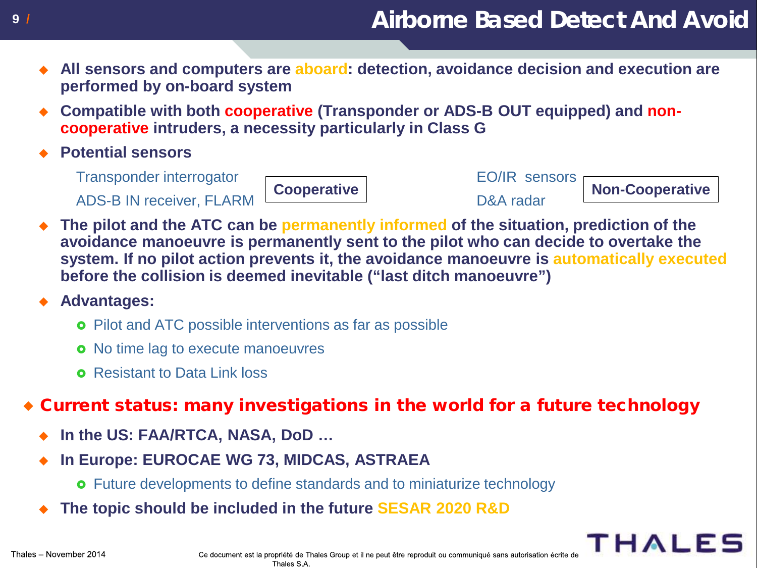# Airborne Based Detect And Avoid

- **All sensors and computers are aboard: detection, avoidance decision and execution are performed by on-board system**
- **Compatible with both cooperative (Transponder or ADS-B OUT equipped) and non-cooperative intruders, a necessity particularly in Class G**
- **Potential sensors**

  Transponder interrogator
  ADS-B IN receiver, FLARM
  **Cooperative**

  EO/IR sensors
  D&A radar
  **Non-Cooperative**

- **The pilot and the ATC can be permanently informed of the situation, prediction of the avoidance manoeuvre is permanently sent to the pilot who can decide to overtake the system. If no pilot action prevents it, the avoidance manoeuvre is automatically executed before the collision is deemed inevitable ("last ditch manoeuvre")**
- **Advantages:**
  - Pilot and ATC possible interventions as far as possible
  - No time lag to execute manoeuvres
  - Resistant to Data Link loss

- **Current status: many investigations in the world for a future technology**
  - **In the US: FAA/RTCA, NASA, DoD …**
  - **In Europe: EUROCAE WG 73, MIDCAS, ASTRAEA**
    - Future developments to define standards and to miniaturize technology
  - **The topic should be included in the future SESAR 2020 R&D**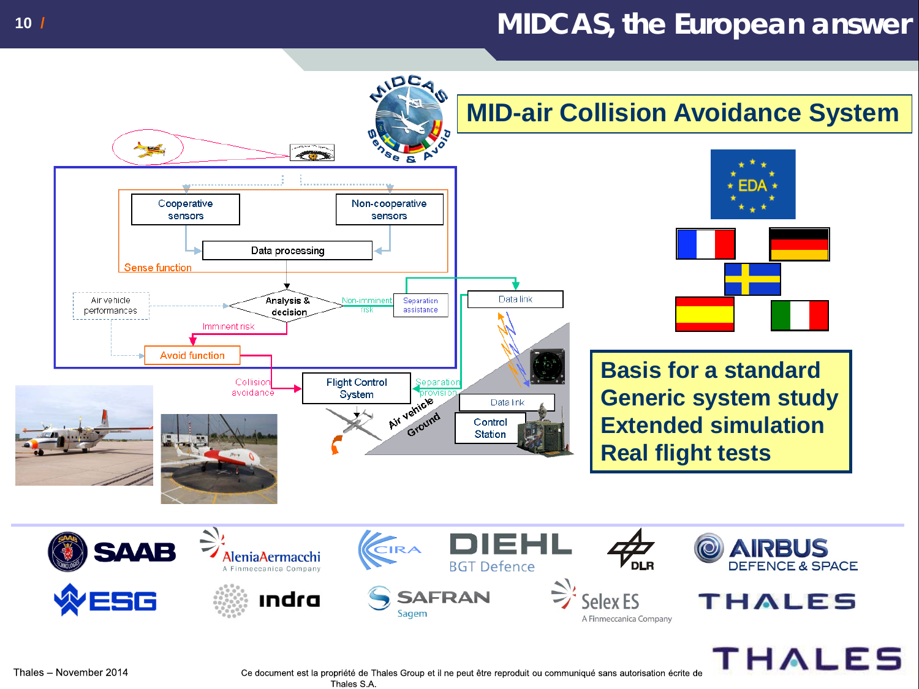# MIDCAS, the European answer

## MID-air Collision Avoidance System

Cooperative sensors

Non-cooperative sensors

Data processing

Sense function

Air vehicle performances

Analysis & decision

Non-imminent risk

Separation assistance

Imminent risk

Avoid function

Data link

Collision avoidance

Flight Control System

Separation provision

Air vehicle

Ground

Data link

Control Station

**Basis for a standard**
**Generic system study**
**Extended simulation**
**Real flight tests**

SAAB · AleniaAermacchi (A Finmeccanica Company) · CIRA · DIEHL BGT Defence · DLR · AIRBUS DEFENCE & SPACE · ESG · indra · SAFRAN Sagem · Selex ES (A Finmeccanica Company) · THALES

Thales – November 2014

Ce document est la propriété de Thales Group et il ne peut être reproduit ou communiqué sans autorisation écrite de Thales S.A.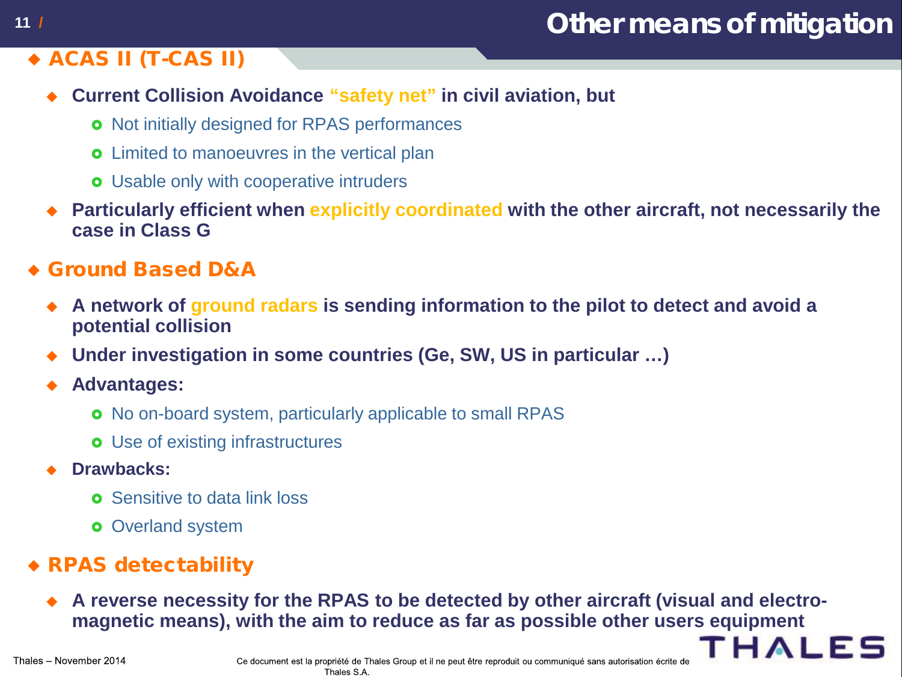# Other means of mitigation

## ACAS II (T-CAS II)

- **Current Collision Avoidance "safety net" in civil aviation, but**
  - Not initially designed for RPAS performances
  - Limited to manoeuvres in the vertical plan
  - Usable only with cooperative intruders
- **Particularly efficient when explicitly coordinated with the other aircraft, not necessarily the case in Class G**

## Ground Based D&A

- **A network of ground radars is sending information to the pilot to detect and avoid a potential collision**
- **Under investigation in some countries (Ge, SW, US in particular …)**
- **Advantages:**
  - No on-board system, particularly applicable to small RPAS
  - Use of existing infrastructures
- **Drawbacks:**
  - Sensitive to data link loss
  - Overland system

## RPAS detectability

- **A reverse necessity for the RPAS to be detected by other aircraft (visual and electro-magnetic means), with the aim to reduce as far as possible other users equipment**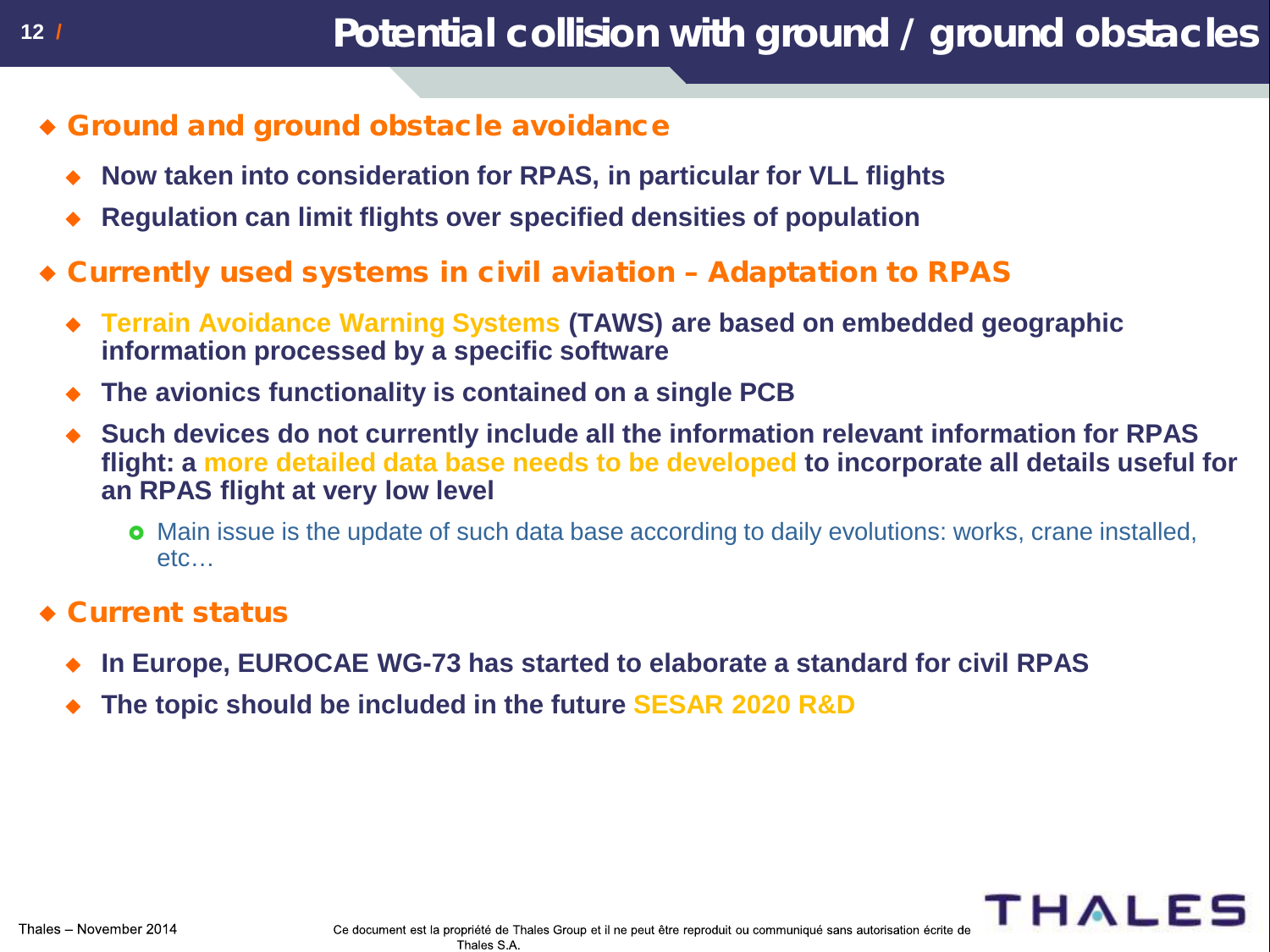# Potential collision with ground / ground obstacles

## Ground and ground obstacle avoidance

- **Now taken into consideration for RPAS, in particular for VLL flights**
- **Regulation can limit flights over specified densities of population**

## Currently used systems in civil aviation – Adaptation to RPAS

- **Terrain Avoidance Warning Systems (TAWS) are based on embedded geographic information processed by a specific software**
- **The avionics functionality is contained on a single PCB**
- **Such devices do not currently include all the information relevant information for RPAS flight: a more detailed data base needs to be developed to incorporate all details useful for an RPAS flight at very low level**
  - Main issue is the update of such data base according to daily evolutions: works, crane installed, etc…

## Current status

- **In Europe, EUROCAE WG-73 has started to elaborate a standard for civil RPAS**
- **The topic should be included in the future SESAR 2020 R&D**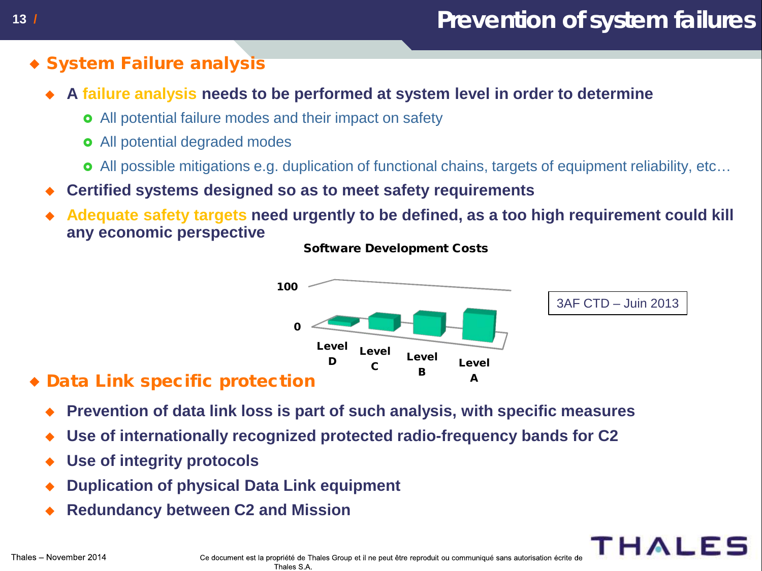# Prevention of system failures

- **System Failure analysis**
  - **A failure analysis needs to be performed at system level in order to determine**
    - All potential failure modes and their impact on safety
    - All potential degraded modes
    - All possible mitigations e.g. duplication of functional chains, targets of equipment reliability, etc…
  - **Certified systems designed so as to meet safety requirements**
  - **Adequate safety targets need urgently to be defined, as a too high requirement could kill any economic perspective**

**Software Development Costs**

100

0

Level D — Level C — Level B — Level A

3AF CTD – Juin 2013

- **Data Link specific protection**
  - **Prevention of data link loss is part of such analysis, with specific measures**
  - **Use of internationally recognized protected radio-frequency bands for C2**
  - **Use of integrity protocols**
  - **Duplication of physical Data Link equipment**
  - **Redundancy between C2 and Mission**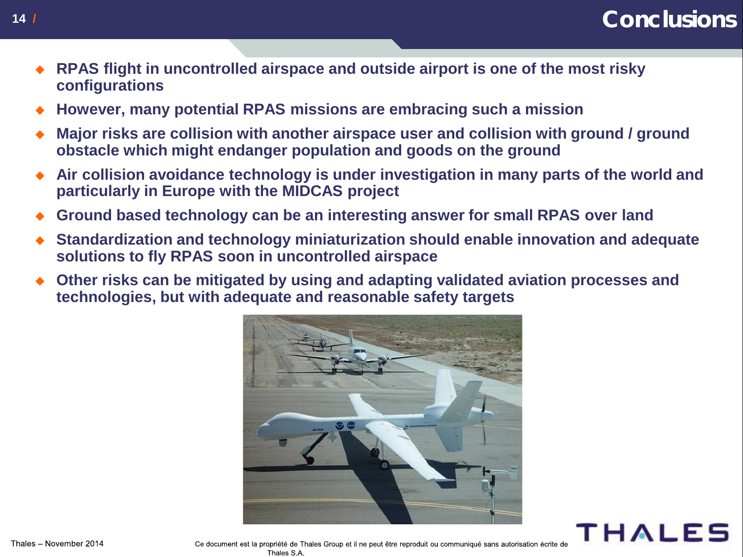# Conclusions

- RPAS flight in uncontrolled airspace and outside airport is one of the most risky configurations
- However, many potential RPAS missions are embracing such a mission
- Major risks are collision with another airspace user and collision with ground / ground obstacle which might endanger population and goods on the ground
- Air collision avoidance technology is under investigation in many parts of the world and particularly in Europe with the MIDCAS project
- Ground based technology can be an interesting answer for small RPAS over land
- Standardization and technology miniaturization should enable innovation and adequate solutions to fly RPAS soon in uncontrolled airspace
- Other risks can be mitigated by using and adapting validated aviation processes and technologies, but with adequate and reasonable safety targets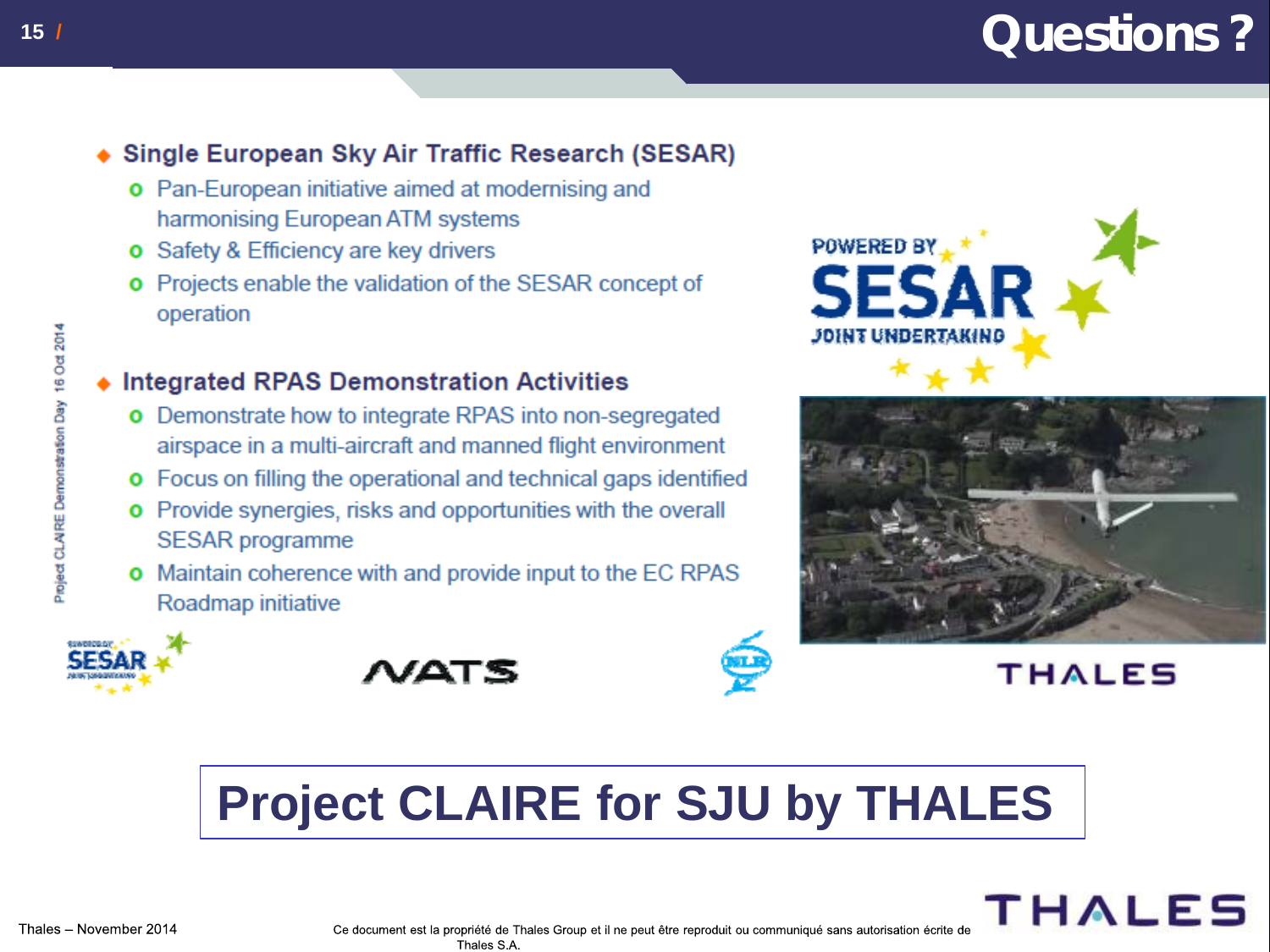# Questions ?

- **Single European Sky Air Traffic Research (SESAR)**
  - Pan-European initiative aimed at modernising and harmonising European ATM systems
  - Safety & Efficiency are key drivers
  - Projects enable the validation of the SESAR concept of operation

- **Integrated RPAS Demonstration Activities**
  - Demonstrate how to integrate RPAS into non-segregated airspace in a multi-aircraft and manned flight environment
  - Focus on filling the operational and technical gaps identified
  - Provide synergies, risks and opportunities with the overall SESAR programme
  - Maintain coherence with and provide input to the EC RPAS Roadmap initiative

Project CLAIRE Demonstration Day 16 Oct 2014

POWERED BY SESAR JOINT UNDERTAKING

NATS

NLR

THALES

**Project CLAIRE for SJU by THALES**

Thales – November 2014

Ce document est la propriété de Thales Group et il ne peut être reproduit ou communiqué sans autorisation écrite de Thales S.A.